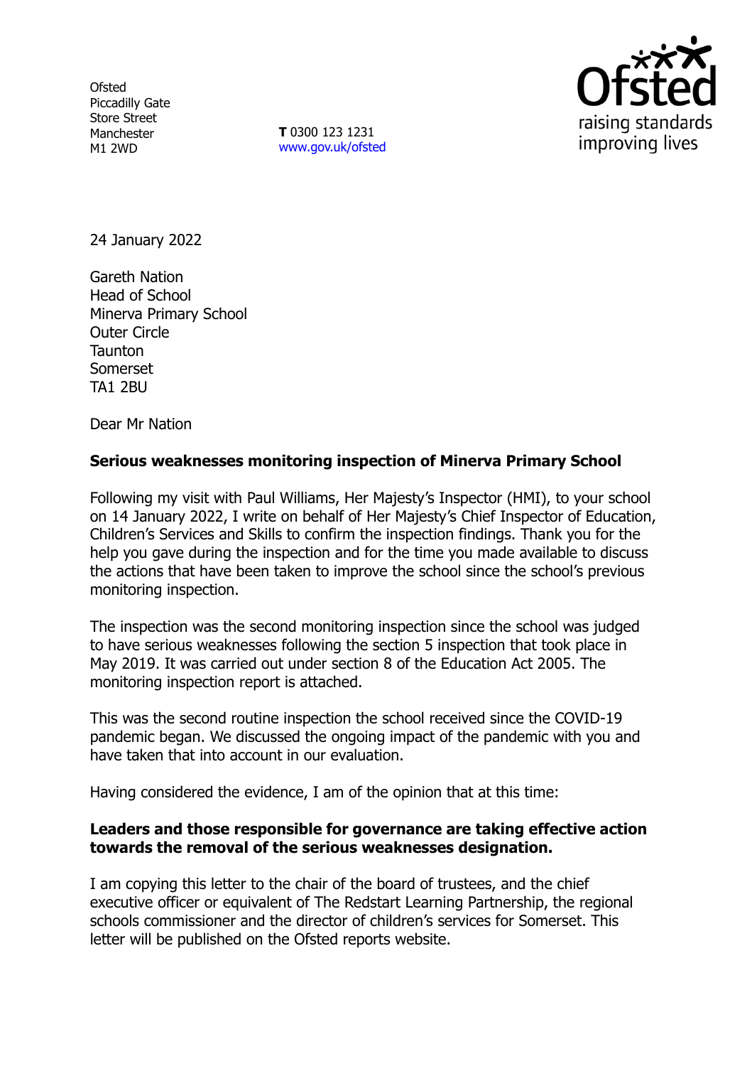Ofsted
Piccadilly Gate
Store Street
Manchester
M1 2WD

**T** 0300 123 1231
www.gov.uk/ofsted

24 January 2022

Gareth Nation
Head of School
Minerva Primary School
Outer Circle
Taunton
Somerset
TA1 2BU

Dear Mr Nation

**Serious weaknesses monitoring inspection of Minerva Primary School**

Following my visit with Paul Williams, Her Majesty's Inspector (HMI), to your school on 14 January 2022, I write on behalf of Her Majesty's Chief Inspector of Education, Children's Services and Skills to confirm the inspection findings. Thank you for the help you gave during the inspection and for the time you made available to discuss the actions that have been taken to improve the school since the school's previous monitoring inspection.

The inspection was the second monitoring inspection since the school was judged to have serious weaknesses following the section 5 inspection that took place in May 2019. It was carried out under section 8 of the Education Act 2005. The monitoring inspection report is attached.

This was the second routine inspection the school received since the COVID-19 pandemic began. We discussed the ongoing impact of the pandemic with you and have taken that into account in our evaluation.

Having considered the evidence, I am of the opinion that at this time:

**Leaders and those responsible for governance are taking effective action towards the removal of the serious weaknesses designation.**

I am copying this letter to the chair of the board of trustees, and the chief executive officer or equivalent of The Redstart Learning Partnership, the regional schools commissioner and the director of children's services for Somerset. This letter will be published on the Ofsted reports website.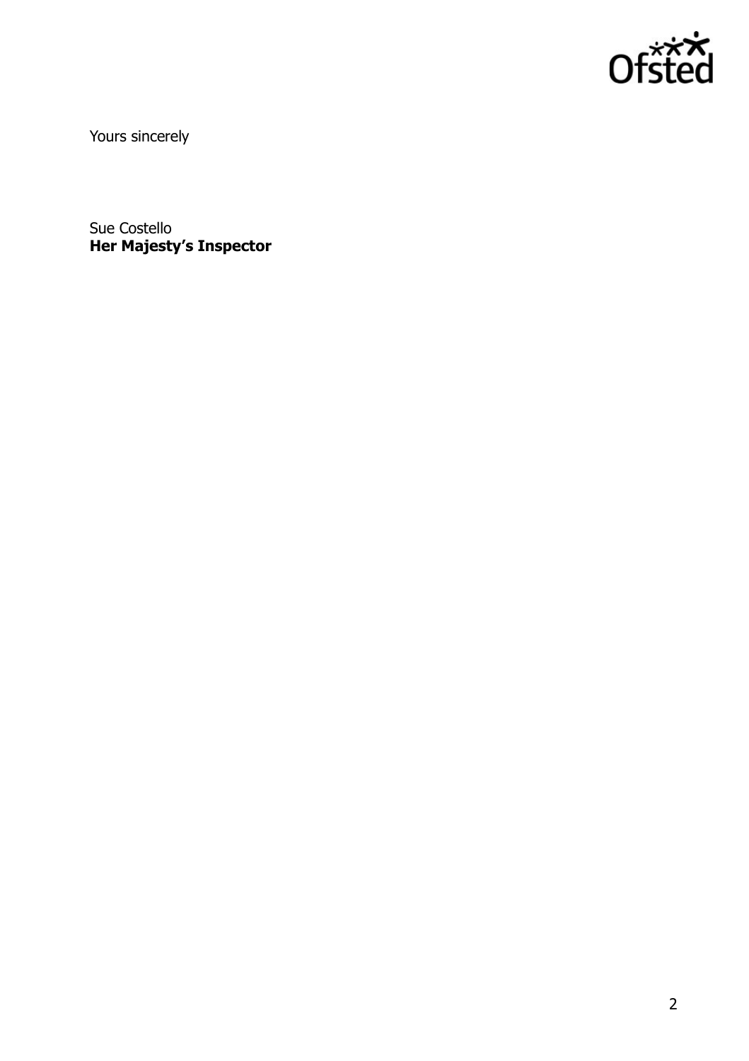Yours sincerely

Sue Costello
**Her Majesty's Inspector**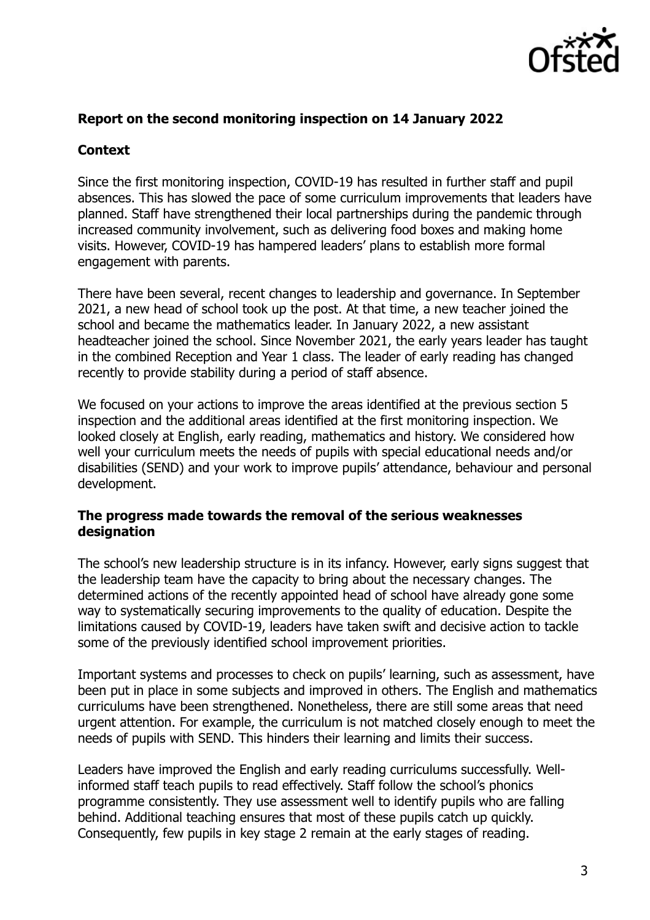**Report on the second monitoring inspection on 14 January 2022**

**Context**

Since the first monitoring inspection, COVID-19 has resulted in further staff and pupil absences. This has slowed the pace of some curriculum improvements that leaders have planned. Staff have strengthened their local partnerships during the pandemic through increased community involvement, such as delivering food boxes and making home visits. However, COVID-19 has hampered leaders' plans to establish more formal engagement with parents.

There have been several, recent changes to leadership and governance. In September 2021, a new head of school took up the post. At that time, a new teacher joined the school and became the mathematics leader. In January 2022, a new assistant headteacher joined the school. Since November 2021, the early years leader has taught in the combined Reception and Year 1 class. The leader of early reading has changed recently to provide stability during a period of staff absence.

We focused on your actions to improve the areas identified at the previous section 5 inspection and the additional areas identified at the first monitoring inspection. We looked closely at English, early reading, mathematics and history. We considered how well your curriculum meets the needs of pupils with special educational needs and/or disabilities (SEND) and your work to improve pupils' attendance, behaviour and personal development.

**The progress made towards the removal of the serious weaknesses designation**

The school's new leadership structure is in its infancy. However, early signs suggest that the leadership team have the capacity to bring about the necessary changes. The determined actions of the recently appointed head of school have already gone some way to systematically securing improvements to the quality of education. Despite the limitations caused by COVID-19, leaders have taken swift and decisive action to tackle some of the previously identified school improvement priorities.

Important systems and processes to check on pupils' learning, such as assessment, have been put in place in some subjects and improved in others. The English and mathematics curriculums have been strengthened. Nonetheless, there are still some areas that need urgent attention. For example, the curriculum is not matched closely enough to meet the needs of pupils with SEND. This hinders their learning and limits their success.

Leaders have improved the English and early reading curriculums successfully. Well-informed staff teach pupils to read effectively. Staff follow the school's phonics programme consistently. They use assessment well to identify pupils who are falling behind. Additional teaching ensures that most of these pupils catch up quickly. Consequently, few pupils in key stage 2 remain at the early stages of reading.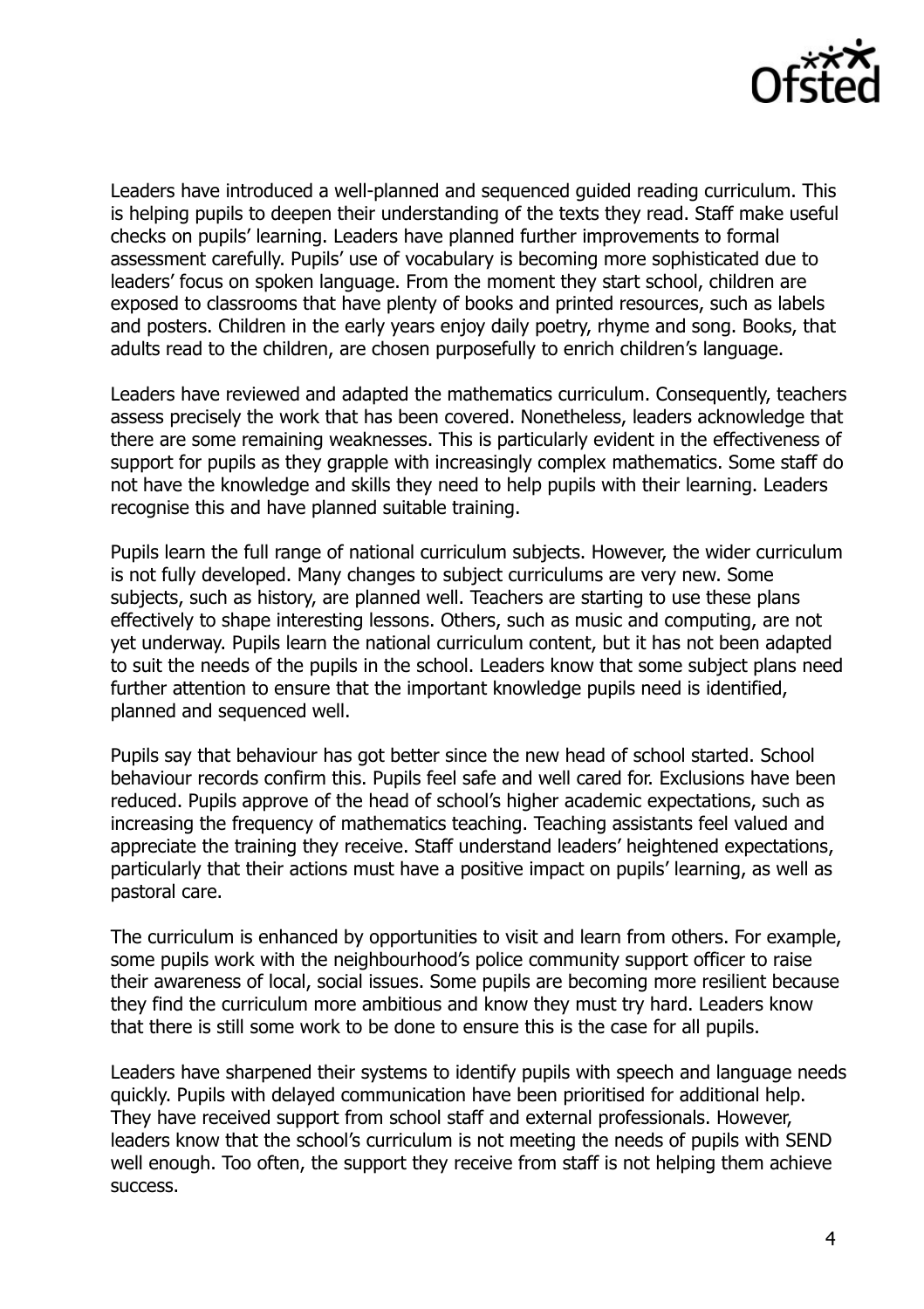Leaders have introduced a well-planned and sequenced guided reading curriculum. This is helping pupils to deepen their understanding of the texts they read. Staff make useful checks on pupils' learning. Leaders have planned further improvements to formal assessment carefully. Pupils' use of vocabulary is becoming more sophisticated due to leaders' focus on spoken language. From the moment they start school, children are exposed to classrooms that have plenty of books and printed resources, such as labels and posters. Children in the early years enjoy daily poetry, rhyme and song. Books, that adults read to the children, are chosen purposefully to enrich children's language.

Leaders have reviewed and adapted the mathematics curriculum. Consequently, teachers assess precisely the work that has been covered. Nonetheless, leaders acknowledge that there are some remaining weaknesses. This is particularly evident in the effectiveness of support for pupils as they grapple with increasingly complex mathematics. Some staff do not have the knowledge and skills they need to help pupils with their learning. Leaders recognise this and have planned suitable training.

Pupils learn the full range of national curriculum subjects. However, the wider curriculum is not fully developed. Many changes to subject curriculums are very new. Some subjects, such as history, are planned well. Teachers are starting to use these plans effectively to shape interesting lessons. Others, such as music and computing, are not yet underway. Pupils learn the national curriculum content, but it has not been adapted to suit the needs of the pupils in the school. Leaders know that some subject plans need further attention to ensure that the important knowledge pupils need is identified, planned and sequenced well.

Pupils say that behaviour has got better since the new head of school started. School behaviour records confirm this. Pupils feel safe and well cared for. Exclusions have been reduced. Pupils approve of the head of school's higher academic expectations, such as increasing the frequency of mathematics teaching. Teaching assistants feel valued and appreciate the training they receive. Staff understand leaders' heightened expectations, particularly that their actions must have a positive impact on pupils' learning, as well as pastoral care.

The curriculum is enhanced by opportunities to visit and learn from others. For example, some pupils work with the neighbourhood's police community support officer to raise their awareness of local, social issues. Some pupils are becoming more resilient because they find the curriculum more ambitious and know they must try hard. Leaders know that there is still some work to be done to ensure this is the case for all pupils.

Leaders have sharpened their systems to identify pupils with speech and language needs quickly. Pupils with delayed communication have been prioritised for additional help. They have received support from school staff and external professionals. However, leaders know that the school's curriculum is not meeting the needs of pupils with SEND well enough. Too often, the support they receive from staff is not helping them achieve success.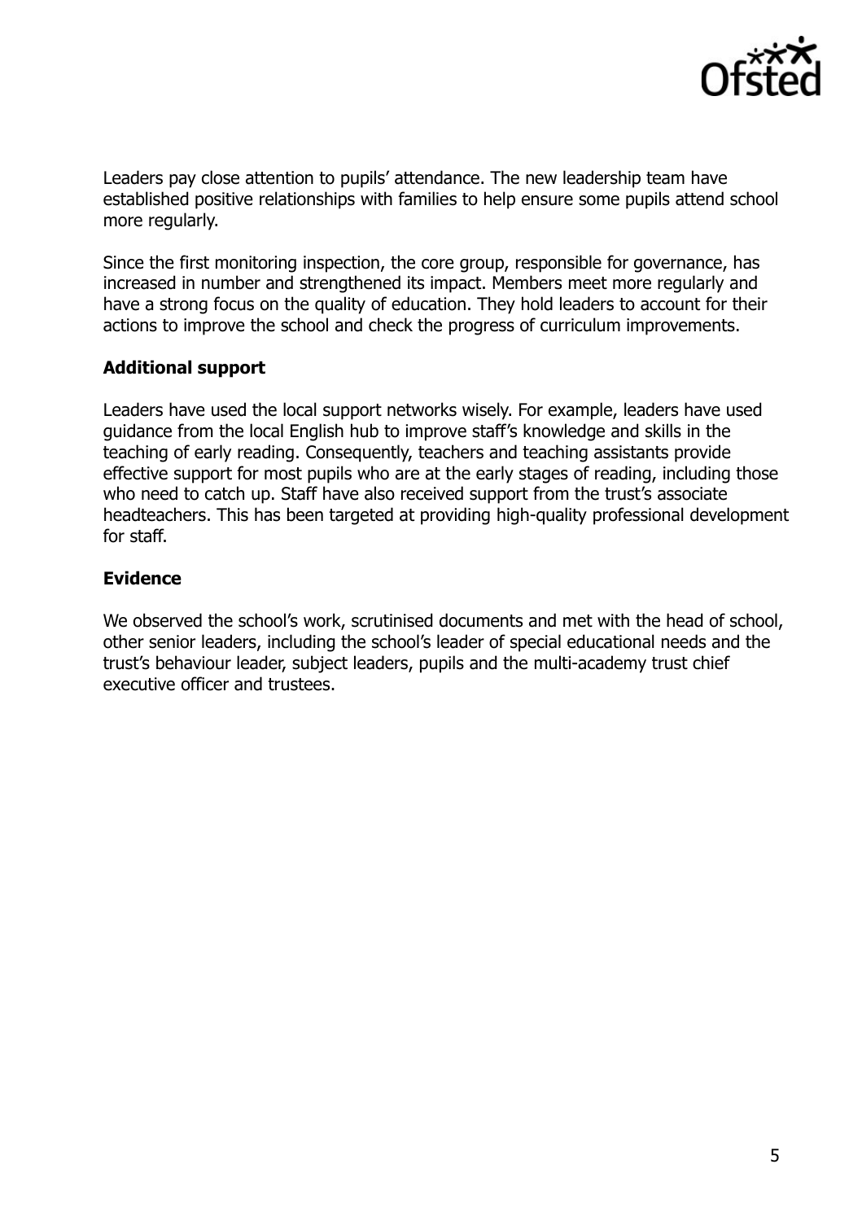Leaders pay close attention to pupils' attendance. The new leadership team have established positive relationships with families to help ensure some pupils attend school more regularly.

Since the first monitoring inspection, the core group, responsible for governance, has increased in number and strengthened its impact. Members meet more regularly and have a strong focus on the quality of education. They hold leaders to account for their actions to improve the school and check the progress of curriculum improvements.

## Additional support

Leaders have used the local support networks wisely. For example, leaders have used guidance from the local English hub to improve staff's knowledge and skills in the teaching of early reading. Consequently, teachers and teaching assistants provide effective support for most pupils who are at the early stages of reading, including those who need to catch up. Staff have also received support from the trust's associate headteachers. This has been targeted at providing high-quality professional development for staff.

## Evidence

We observed the school's work, scrutinised documents and met with the head of school, other senior leaders, including the school's leader of special educational needs and the trust's behaviour leader, subject leaders, pupils and the multi-academy trust chief executive officer and trustees.